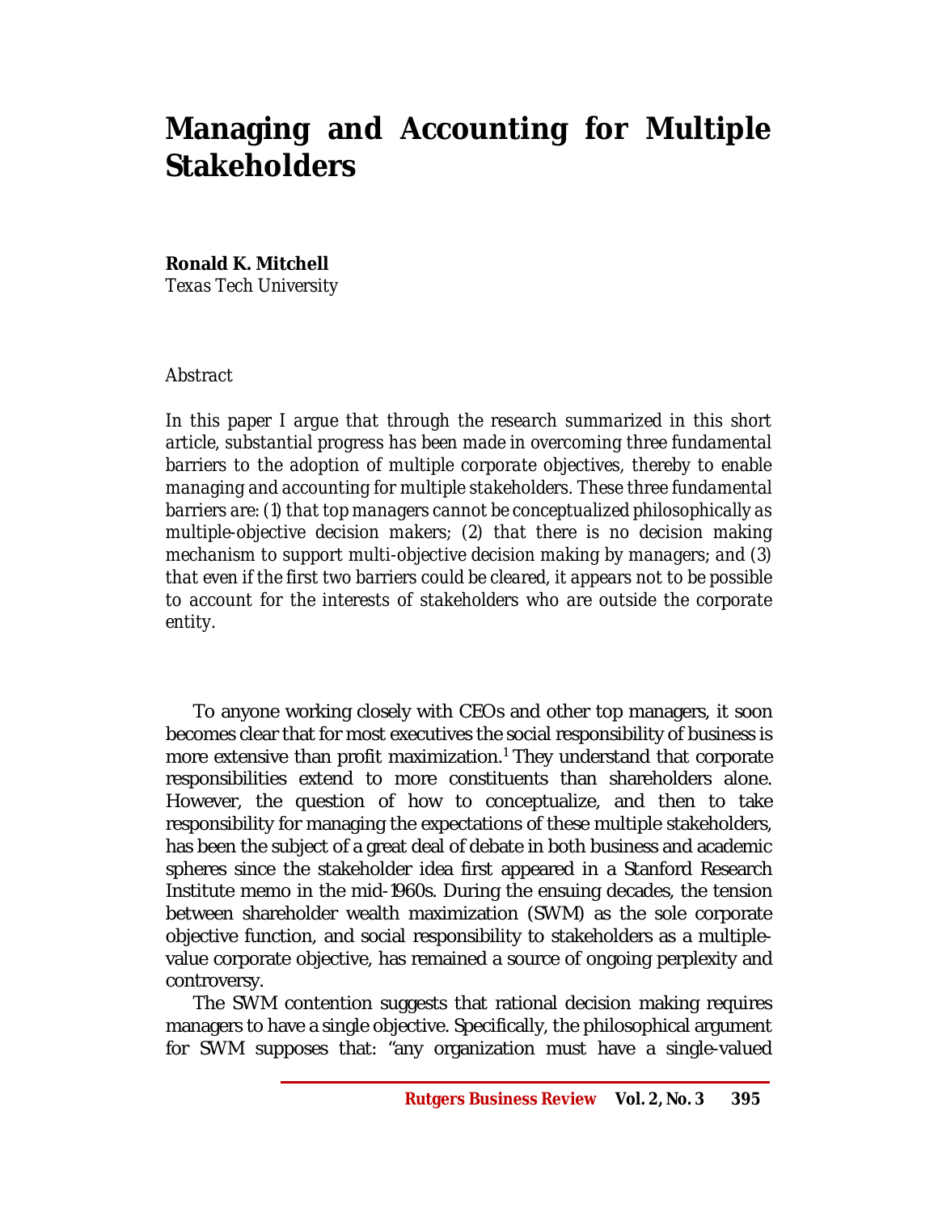# Managing and Accounting for Multiple Stakeholders

**Ronald K. Mitchell**
*Texas Tech University*

*Abstract*

*In this paper I argue that through the research summarized in this short article, substantial progress has been made in overcoming three fundamental barriers to the adoption of multiple corporate objectives, thereby to enable managing and accounting for multiple stakeholders. These three fundamental barriers are: (1) that top managers cannot be conceptualized philosophically as multiple-objective decision makers; (2) that there is no decision making mechanism to support multi-objective decision making by managers; and (3) that even if the first two barriers could be cleared, it appears not to be possible to account for the interests of stakeholders who are outside the corporate entity.*

To anyone working closely with CEOs and other top managers, it soon becomes clear that for most executives the social responsibility of business is more extensive than profit maximization.[1] They understand that corporate responsibilities extend to more constituents than shareholders alone. However, the question of how to conceptualize, and then to take responsibility for managing the expectations of these multiple stakeholders, has been the subject of a great deal of debate in both business and academic spheres since the stakeholder idea first appeared in a Stanford Research Institute memo in the mid-1960s. During the ensuing decades, the tension between shareholder wealth maximization (SWM) as the sole corporate objective function, and social responsibility to stakeholders as a multiple-value corporate objective, has remained a source of ongoing perplexity and controversy.

The SWM contention suggests that rational decision making requires managers to have a single objective. Specifically, the philosophical argument for SWM supposes that: "any organization must have a single-valued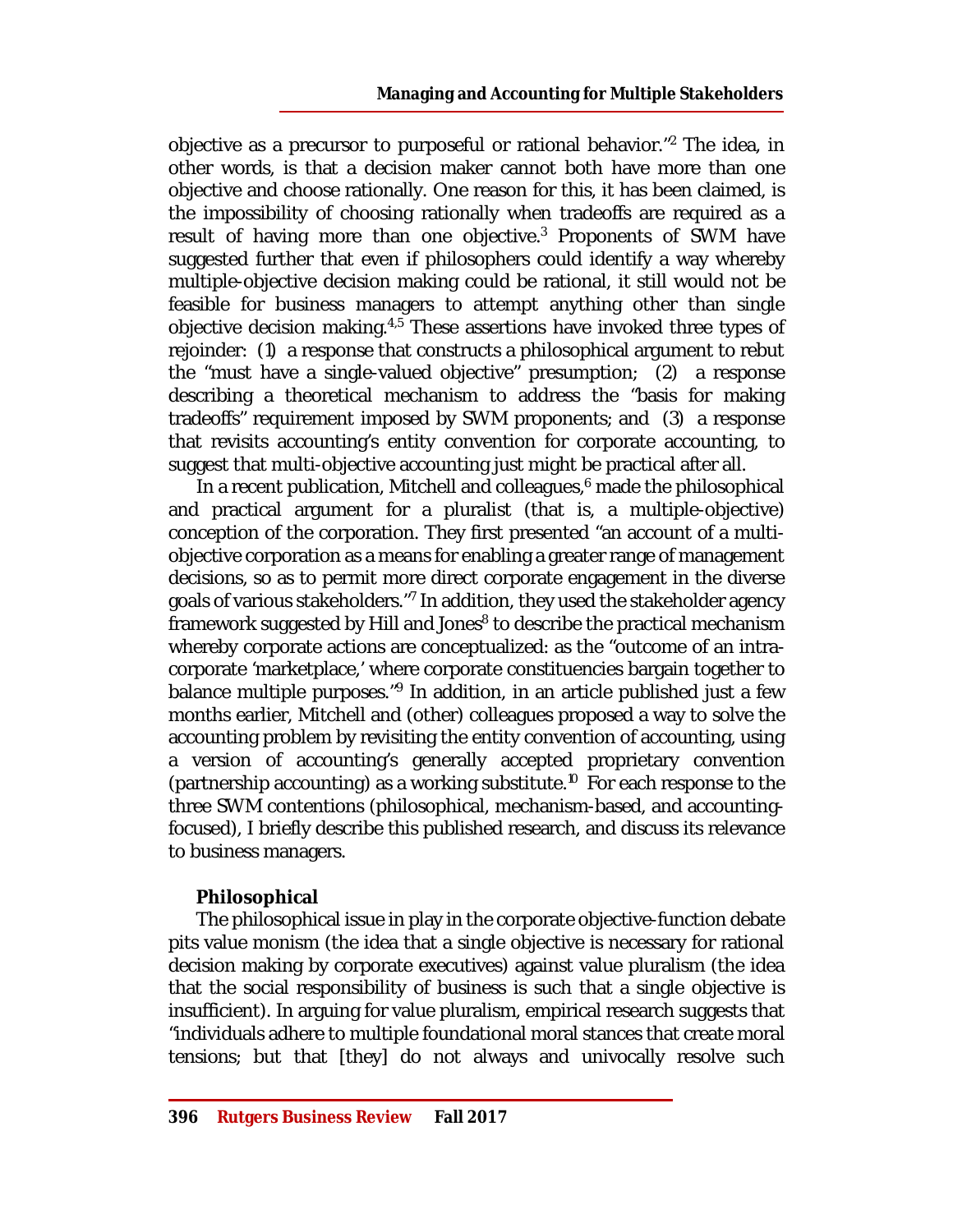objective as a precursor to purposeful or rational behavior."[2] The idea, in other words, is that a decision maker cannot both have more than one objective and choose rationally. One reason for this, it has been claimed, is the impossibility of choosing rationally when tradeoffs are required as a result of having more than one objective.[3] Proponents of SWM have suggested further that even if philosophers could identify a way whereby multiple-objective decision making could be rational, it still would not be feasible for business managers to attempt anything other than single objective decision making.[4,5] These assertions have invoked three types of rejoinder: (1) a response that constructs a philosophical argument to rebut the "must have a single-valued objective" presumption; (2) a response describing a theoretical mechanism to address the "basis for making tradeoffs" requirement imposed by SWM proponents; and (3) a response that revisits accounting's entity convention for corporate accounting, to suggest that multi-objective accounting just might be practical after all.

In a recent publication, Mitchell and colleagues,[6] made the philosophical and practical argument for a pluralist (that is, a multiple-objective) conception of the corporation. They first presented "an account of a multi-objective corporation as a means for enabling a greater range of management decisions, so as to permit more direct corporate engagement in the diverse goals of various stakeholders."[7] In addition, they used the stakeholder agency framework suggested by Hill and Jones[8] to describe the practical mechanism whereby corporate actions are conceptualized: as the "outcome of an intra-corporate 'marketplace,' where corporate constituencies bargain together to balance multiple purposes."[9] In addition, in an article published just a few months earlier, Mitchell and (other) colleagues proposed a way to solve the accounting problem by revisiting the entity convention of accounting, using a version of accounting's generally accepted proprietary convention (partnership accounting) as a working substitute.[10] For each response to the three SWM contentions (philosophical, mechanism-based, and accounting-focused), I briefly describe this published research, and discuss its relevance to business managers.

### Philosophical

The philosophical issue in play in the corporate objective-function debate pits value monism (the idea that a single objective is necessary for rational decision making by corporate executives) against value pluralism (the idea that the social responsibility of business is such that a single objective is insufficient). In arguing for value pluralism, empirical research suggests that "individuals adhere to multiple foundational moral stances that create moral tensions; but that [they] do not always and univocally resolve such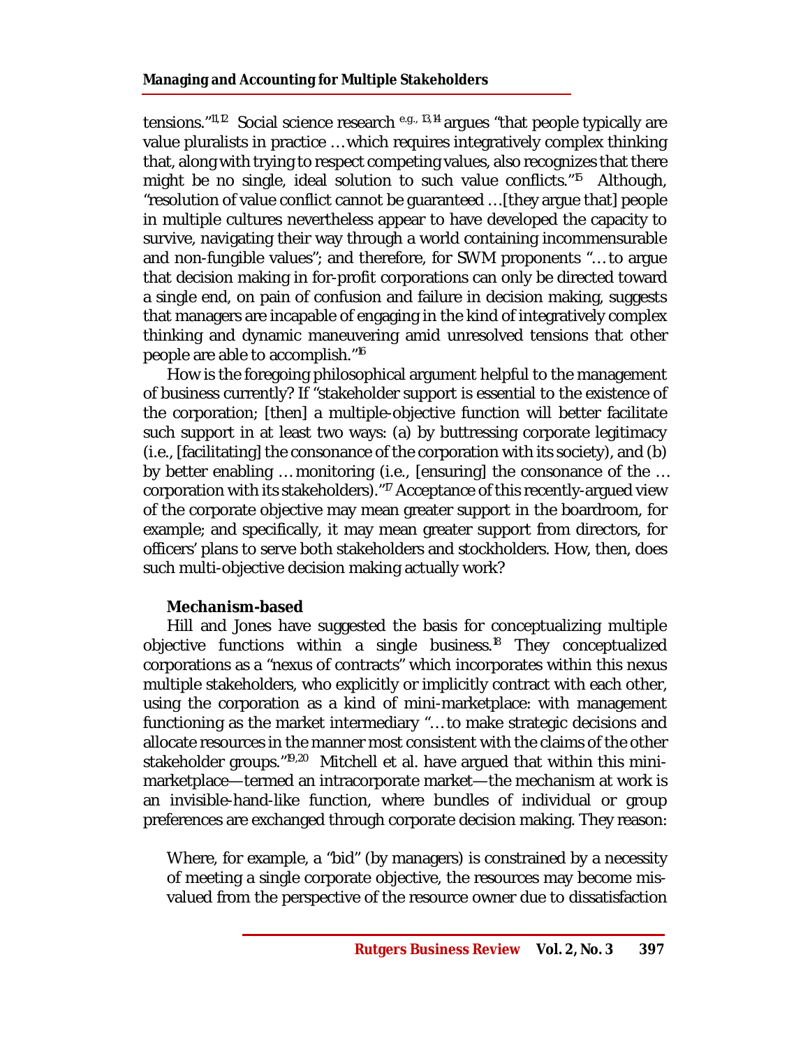tensions."[11,12] Social science research [e.g., 13,14] argues "that people typically are value pluralists in practice …which requires integratively complex thinking that, along with trying to respect competing values, also recognizes that there might be no single, ideal solution to such value conflicts."[15] Although, "resolution of value conflict cannot be guaranteed …[they argue that] people in multiple cultures nevertheless appear to have developed the capacity to survive, navigating their way through a world containing incommensurable and non-fungible values"; and therefore, for SWM proponents "… to argue that decision making in for-profit corporations can only be directed toward a single end, on pain of confusion and failure in decision making, suggests that managers are incapable of engaging in the kind of integratively complex thinking and dynamic maneuvering amid unresolved tensions that other people are able to accomplish."[16]

How is the foregoing philosophical argument helpful to the management of business currently? If "stakeholder support is essential to the existence of the corporation; [then] a multiple-objective function will better facilitate such support in at least two ways: (a) by buttressing corporate legitimacy (i.e., [facilitating] the consonance of the corporation with its society), and (b) by better enabling … monitoring (i.e., [ensuring] the consonance of the … corporation with its stakeholders)."[17] Acceptance of this recently-argued view of the corporate objective may mean greater support in the boardroom, for example; and specifically, it may mean greater support from directors, for officers' plans to serve both stakeholders and stockholders. How, then, does such multi-objective decision making actually work?

**Mechanism-based**

Hill and Jones have suggested the basis for conceptualizing multiple objective functions within a single business.[18] They conceptualized corporations as a "nexus of contracts" which incorporates within this nexus multiple stakeholders, who explicitly or implicitly contract with each other, using the corporation as a kind of mini-marketplace: with management functioning as the market intermediary "… to make strategic decisions and allocate resources in the manner most consistent with the claims of the other stakeholder groups."[19,20] Mitchell et al. have argued that within this mini-marketplace—termed an intracorporate market—the mechanism at work is an invisible-hand-like function, where bundles of individual or group preferences are exchanged through corporate decision making. They reason:

> Where, for example, a "bid" (by managers) is constrained by a necessity of meeting a single corporate objective, the resources may become mis-valued from the perspective of the resource owner due to dissatisfaction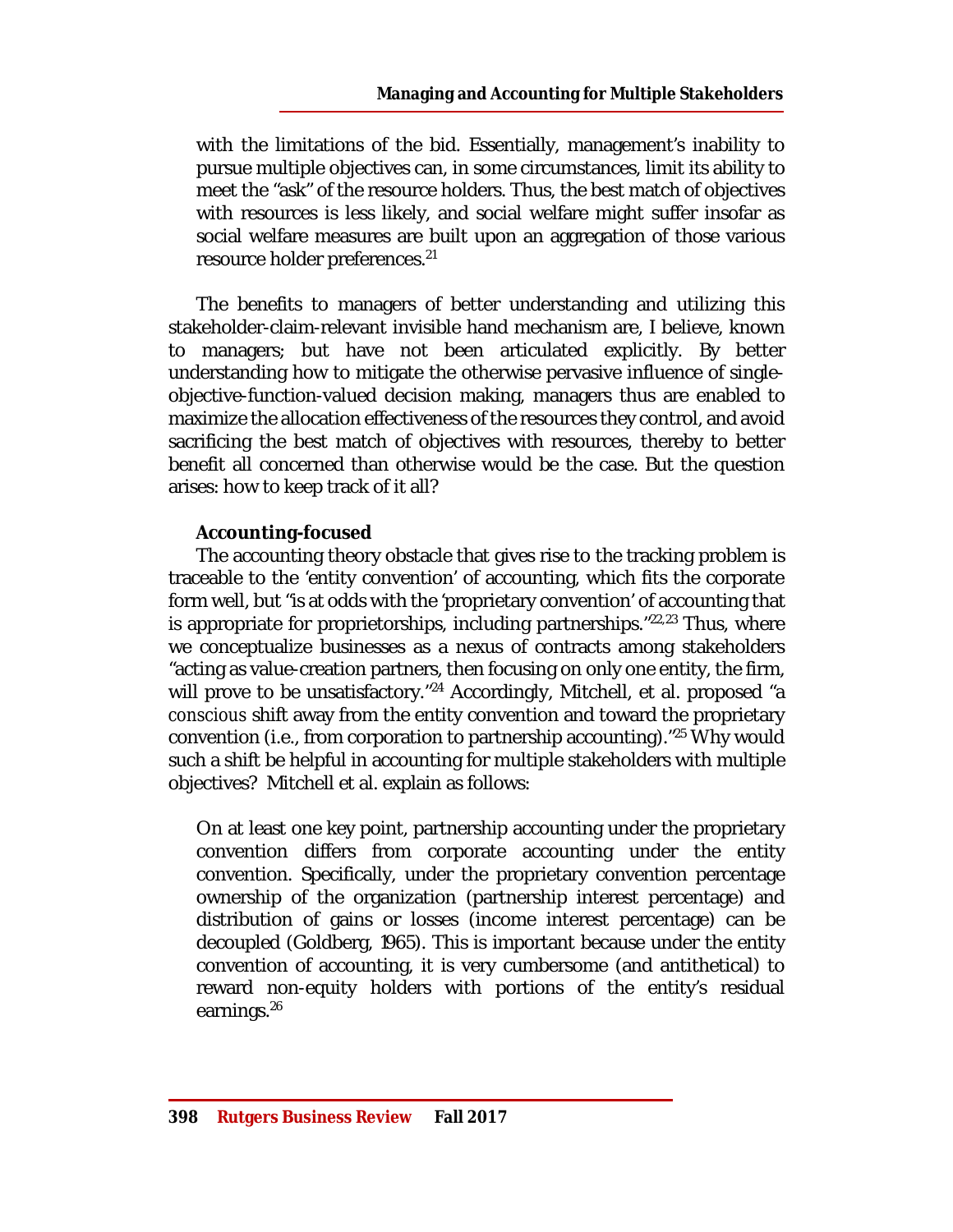> with the limitations of the bid. Essentially, management's inability to pursue multiple objectives can, in some circumstances, limit its ability to meet the "ask" of the resource holders. Thus, the best match of objectives with resources is less likely, and social welfare might suffer insofar as social welfare measures are built upon an aggregation of those various resource holder preferences.[21]

The benefits to managers of better understanding and utilizing this stakeholder-claim-relevant invisible hand mechanism are, I believe, known to managers; but have not been articulated explicitly. By better understanding how to mitigate the otherwise pervasive influence of single-objective-function-valued decision making, managers thus are enabled to maximize the allocation effectiveness of the resources they control, and avoid sacrificing the best match of objectives with resources, thereby to better benefit all concerned than otherwise would be the case. But the question arises: how to keep track of it all?

**Accounting-focused**

The accounting theory obstacle that gives rise to the tracking problem is traceable to the 'entity convention' of accounting, which fits the corporate form well, but "is at odds with the 'proprietary convention' of accounting that is appropriate for proprietorships, including partnerships."[22,23] Thus, where we conceptualize businesses as a nexus of contracts among stakeholders "acting as value-creation partners, then focusing on only one entity, the firm, will prove to be unsatisfactory."[24] Accordingly, Mitchell, et al. proposed "a *conscious* shift away from the entity convention and toward the proprietary convention (i.e., from corporation to partnership accounting)."[25] Why would such a shift be helpful in accounting for multiple stakeholders with multiple objectives? Mitchell et al. explain as follows:

> On at least one key point, partnership accounting under the proprietary convention differs from corporate accounting under the entity convention. Specifically, under the proprietary convention percentage ownership of the organization (partnership interest percentage) and distribution of gains or losses (income interest percentage) can be decoupled (Goldberg, 1965). This is important because under the entity convention of accounting, it is very cumbersome (and antithetical) to reward non-equity holders with portions of the entity's residual earnings.[26]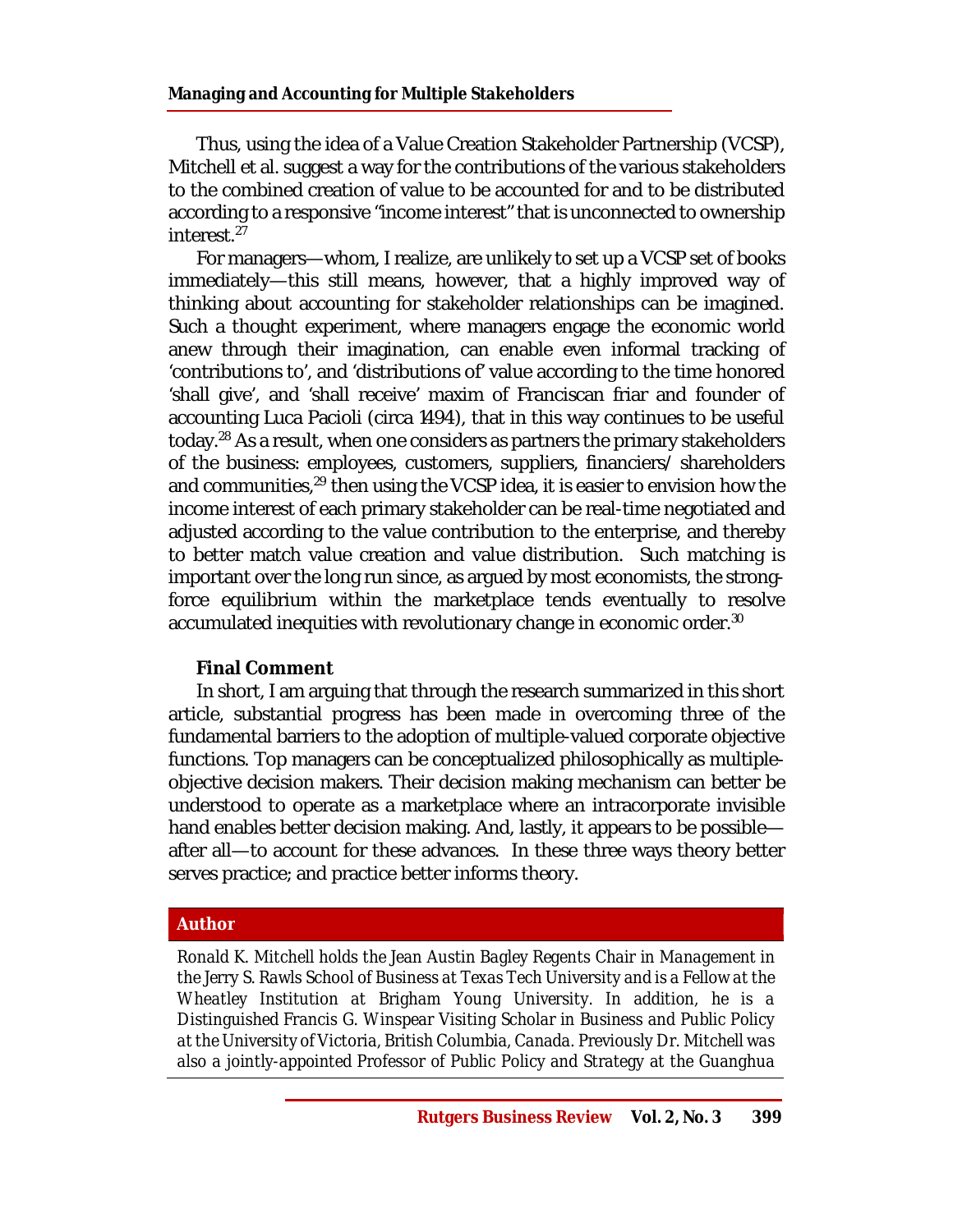Thus, using the idea of a Value Creation Stakeholder Partnership (VCSP), Mitchell et al. suggest a way for the contributions of the various stakeholders to the combined creation of value to be accounted for and to be distributed according to a responsive "income interest" that is unconnected to ownership interest.[27]

For managers—whom, I realize, are unlikely to set up a VCSP set of books immediately—this still means, however, that a highly improved way of thinking about accounting for stakeholder relationships can be imagined. Such a thought experiment, where managers engage the economic world anew through their imagination, can enable even informal tracking of 'contributions to', and 'distributions of' value according to the time honored 'shall give', and 'shall receive' maxim of Franciscan friar and founder of accounting Luca Pacioli (circa 1494), that in this way continues to be useful today.[28] As a result, when one considers as partners the primary stakeholders of the business: employees, customers, suppliers, financiers/ shareholders and communities,[29] then using the VCSP idea, it is easier to envision how the income interest of each primary stakeholder can be real-time negotiated and adjusted according to the value contribution to the enterprise, and thereby to better match value creation and value distribution. Such matching is important over the long run since, as argued by most economists, the strong-force equilibrium within the marketplace tends eventually to resolve accumulated inequities with revolutionary change in economic order.[30]

### Final Comment

In short, I am arguing that through the research summarized in this short article, substantial progress has been made in overcoming three of the fundamental barriers to the adoption of multiple-valued corporate objective functions. Top managers can be conceptualized philosophically as multiple-objective decision makers. Their decision making mechanism can better be understood to operate as a marketplace where an intracorporate invisible hand enables better decision making. And, lastly, it appears to be possible—after all—to account for these advances. In these three ways theory better serves practice; and practice better informs theory.

## Author

*Ronald K. Mitchell holds the Jean Austin Bagley Regents Chair in Management in the Jerry S. Rawls School of Business at Texas Tech University and is a Fellow at the Wheatley Institution at Brigham Young University. In addition, he is a Distinguished Francis G. Winspear Visiting Scholar in Business and Public Policy at the University of Victoria, British Columbia, Canada. Previously Dr. Mitchell was also a jointly-appointed Professor of Public Policy and Strategy at the Guanghua*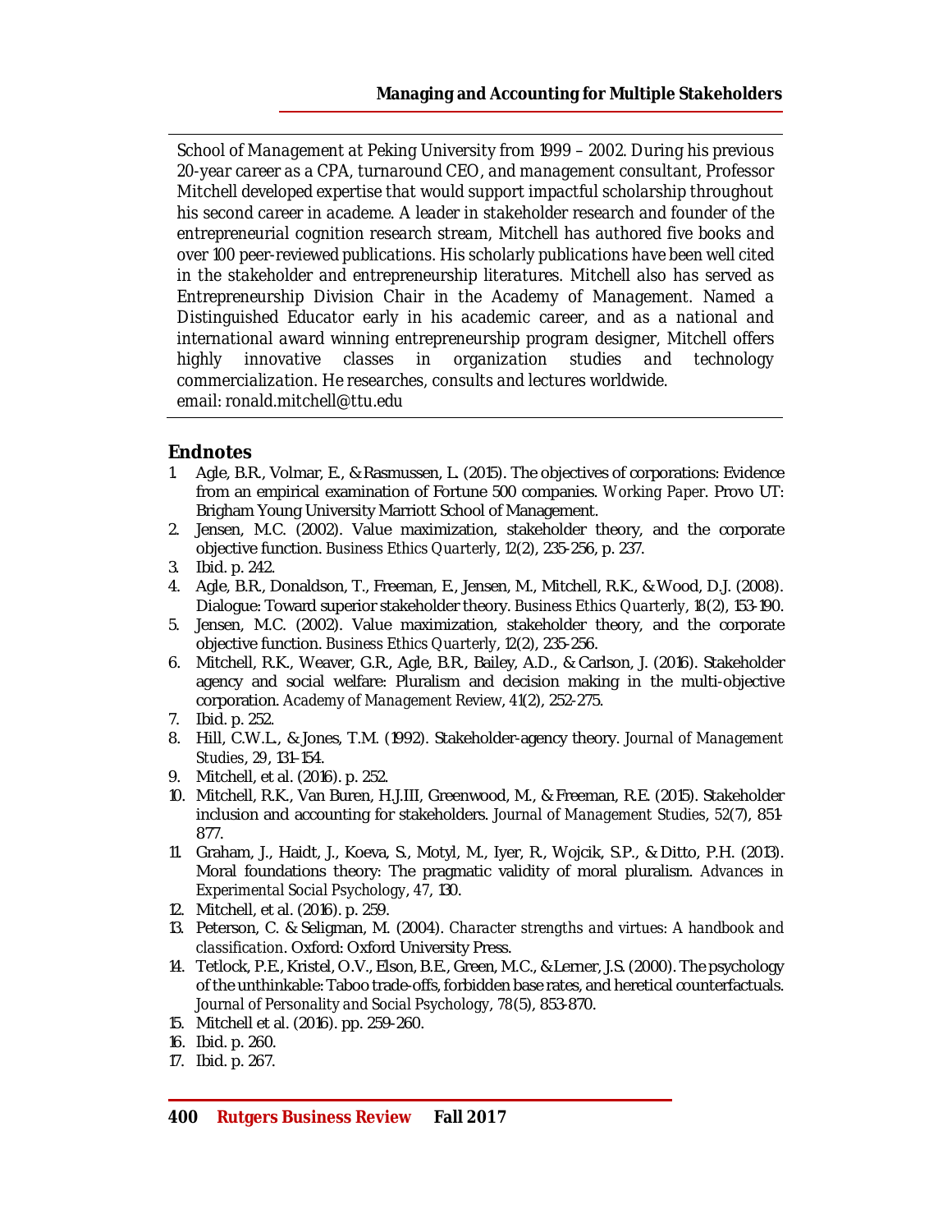School of Management at Peking University from 1999 – 2002. During his previous 20-year career as a CPA, turnaround CEO, and management consultant, Professor Mitchell developed expertise that would support impactful scholarship throughout his second career in academe. A leader in stakeholder research and founder of the entrepreneurial cognition research stream, Mitchell has authored five books and over 100 peer-reviewed publications. His scholarly publications have been well cited in the stakeholder and entrepreneurship literatures. Mitchell also has served as Entrepreneurship Division Chair in the Academy of Management. Named a Distinguished Educator early in his academic career, and as a national and international award winning entrepreneurship program designer, Mitchell offers highly innovative classes in organization studies and technology commercialization. He researches, consults and lectures worldwide.
email: ronald.mitchell@ttu.edu

## Endnotes

1. Agle, B.R., Volmar, E., & Rasmussen, L. (2015). The objectives of corporations: Evidence from an empirical examination of Fortune 500 companies. *Working Paper*. Provo UT: Brigham Young University Marriott School of Management.
2. Jensen, M.C. (2002). Value maximization, stakeholder theory, and the corporate objective function. *Business Ethics Quarterly*, 12(2), 235-256, p. 237.
3. Ibid. p. 242.
4. Agle, B.R., Donaldson, T., Freeman, E., Jensen, M., Mitchell, R.K., & Wood, D.J. (2008). Dialogue: Toward superior stakeholder theory. *Business Ethics Quarterly*, *18*(2), 153-190.
5. Jensen, M.C. (2002). Value maximization, stakeholder theory, and the corporate objective function. *Business Ethics Quarterly*, 12(2), 235-256.
6. Mitchell, R.K., Weaver, G.R., Agle, B.R., Bailey, A.D., & Carlson, J. (2016). Stakeholder agency and social welfare: Pluralism and decision making in the multi-objective corporation. *Academy of Management Review*, *41*(2), 252-275.
7. Ibid. p. 252.
8. Hill, C.W.L., & Jones, T.M. (1992). Stakeholder-agency theory. *Journal of Management Studies*, *29*, 131–154.
9. Mitchell, et al. (2016). p. 252.
10. Mitchell, R.K., Van Buren, H.J.III, Greenwood, M., & Freeman, R.E. (2015). Stakeholder inclusion and accounting for stakeholders. *Journal of Management Studies*, *52*(7), 851-877.
11. Graham, J., Haidt, J., Koeva, S., Motyl, M., Iyer, R., Wojcik, S.P., & Ditto, P.H. (2013). Moral foundations theory: The pragmatic validity of moral pluralism. *Advances in Experimental Social Psychology*, *47*, 130.
12. Mitchell, et al. (2016). p. 259.
13. Peterson, C. & Seligman, M. (2004). *Character strengths and virtues: A handbook and classification*. Oxford: Oxford University Press.
14. Tetlock, P.E., Kristel, O.V., Elson, B.E., Green, M.C., & Lerner, J.S. (2000). The psychology of the unthinkable: Taboo trade-offs, forbidden base rates, and heretical counterfactuals. *Journal of Personality and Social Psychology*, *78*(5), 853-870.
15. Mitchell et al. (2016). pp. 259-260.
16. Ibid. p. 260.
17. Ibid. p. 267.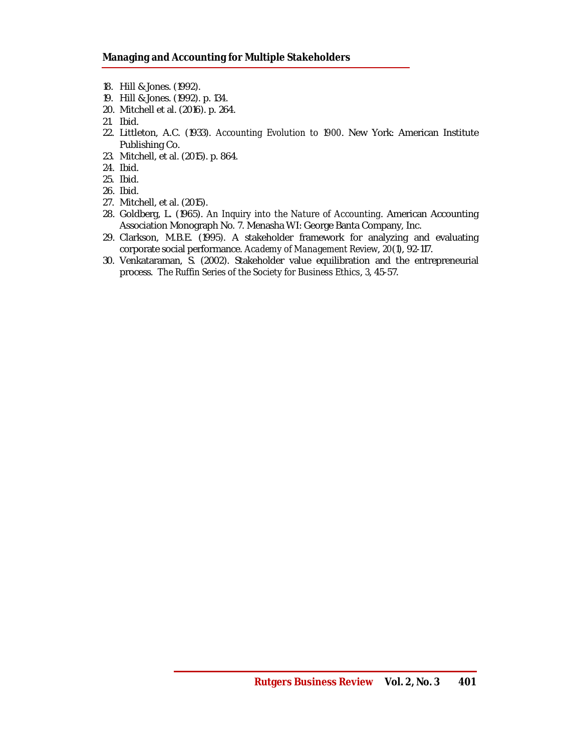18. Hill & Jones. (1992).
19. Hill & Jones. (1992). p. 134.
20. Mitchell et al. (2016). p. 264.
21. Ibid.
22. Littleton, A.C. (1933). *Accounting Evolution to 1900*. New York: American Institute Publishing Co.
23. Mitchell, et al. (2015). p. 864.
24. Ibid.
25. Ibid.
26. Ibid.
27. Mitchell, et al. (2015).
28. Goldberg, L. (1965). *An Inquiry into the Nature of Accounting*. American Accounting Association Monograph No. 7. Menasha WI: George Banta Company, Inc.
29. Clarkson, M.B.E. (1995). A stakeholder framework for analyzing and evaluating corporate social performance. *Academy of Management Review*, *20*(1), 92-117.
30. Venkataraman, S. (2002). Stakeholder value equilibration and the entrepreneurial process. *The Ruffin Series of the Society for Business Ethics*, *3*, 45-57.